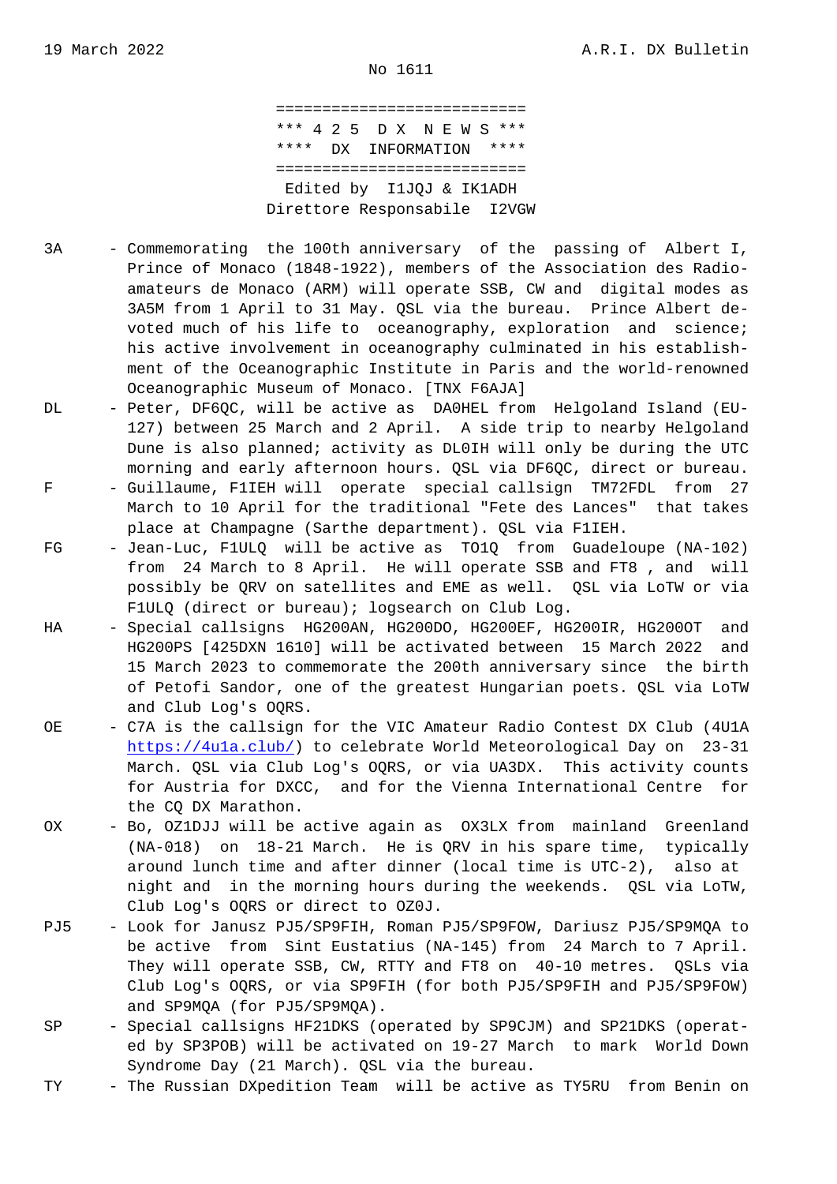No 1611

```
===========================
*** 4 2 5  D X  N E W S ***
****  DX  INFORMATION  ****
===========================
 Edited by  I1JQJ & IK1ADH
Direttore Responsabile  I2VGW
```

**3A** - Commemorating the 100th anniversary of the passing of Albert I, Prince of Monaco (1848-1922), members of the Association des Radioamateurs de Monaco (ARM) will operate SSB, CW and digital modes as 3A5M from 1 April to 31 May. QSL via the bureau. Prince Albert devoted much of his life to oceanography, exploration and science; his active involvement in oceanography culminated in his establishment of the Oceanographic Institute in Paris and the world-renowned Oceanographic Museum of Monaco. [TNX F6AJA]

**DL** - Peter, DF6QC, will be active as DA0HEL from Helgoland Island (EU-127) between 25 March and 2 April. A side trip to nearby Helgoland Dune is also planned; activity as DL0IH will only be during the UTC morning and early afternoon hours. QSL via DF6QC, direct or bureau.

**F** - Guillaume, F1IEH will operate special callsign TM72FDL from 27 March to 10 April for the traditional "Fete des Lances" that takes place at Champagne (Sarthe department). QSL via F1IEH.

**FG** - Jean-Luc, F1ULQ will be active as TO1Q from Guadeloupe (NA-102) from 24 March to 8 April. He will operate SSB and FT8 , and will possibly be QRV on satellites and EME as well. QSL via LoTW or via F1ULQ (direct or bureau); logsearch on Club Log.

**HA** - Special callsigns HG200AN, HG200DO, HG200EF, HG200IR, HG200OT and HG200PS [425DXN 1610] will be activated between 15 March 2022 and 15 March 2023 to commemorate the 200th anniversary since the birth of Petofi Sandor, one of the greatest Hungarian poets. QSL via LoTW and Club Log's OQRS.

**OE** - C7A is the callsign for the VIC Amateur Radio Contest DX Club (4U1A https://4u1a.club/) to celebrate World Meteorological Day on 23-31 March. QSL via Club Log's OQRS, or via UA3DX. This activity counts for Austria for DXCC, and for the Vienna International Centre for the CQ DX Marathon.

**OX** - Bo, OZ1DJJ will be active again as OX3LX from mainland Greenland (NA-018) on 18-21 March. He is QRV in his spare time, typically around lunch time and after dinner (local time is UTC-2), also at night and in the morning hours during the weekends. QSL via LoTW, Club Log's OQRS or direct to OZ0J.

**PJ5** - Look for Janusz PJ5/SP9FIH, Roman PJ5/SP9FOW, Dariusz PJ5/SP9MQA to be active from Sint Eustatius (NA-145) from 24 March to 7 April. They will operate SSB, CW, RTTY and FT8 on 40-10 metres. QSLs via Club Log's OQRS, or via SP9FIH (for both PJ5/SP9FIH and PJ5/SP9FOW) and SP9MQA (for PJ5/SP9MQA).

**SP** - Special callsigns HF21DKS (operated by SP9CJM) and SP21DKS (operated by SP3POB) will be activated on 19-27 March to mark World Down Syndrome Day (21 March). QSL via the bureau.

**TY** - The Russian DXpedition Team will be active as TY5RU from Benin on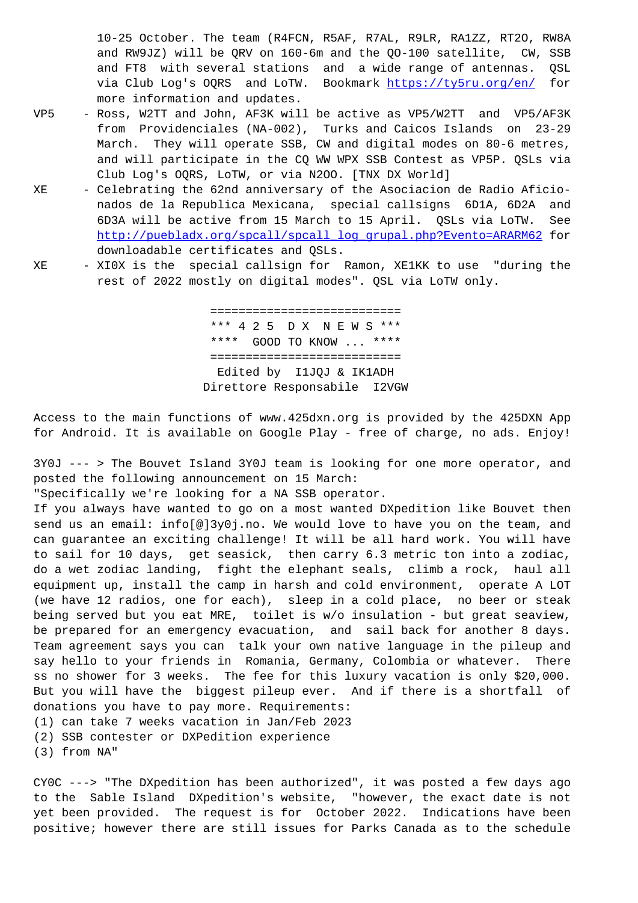10-25 October. The team (R4FCN, R5AF, R7AL, R9LR, RA1ZZ, RT2O, RW8A and RW9JZ) will be QRV on 160-6m and the QO-100 satellite, CW, SSB and FT8 with several stations and a wide range of antennas. QSL via Club Log's OQRS and LoTW. Bookmark https://ty5ru.org/en/ for more information and updates.

VP5 - Ross, W2TT and John, AF3K will be active as VP5/W2TT and VP5/AF3K from Providenciales (NA-002), Turks and Caicos Islands on 23-29 March. They will operate SSB, CW and digital modes on 80-6 metres, and will participate in the CQ WW WPX SSB Contest as VP5P. QSLs via Club Log's OQRS, LoTW, or via N2OO. [TNX DX World]

XE - Celebrating the 62nd anniversary of the Asociacion de Radio Aficionados de la Republica Mexicana, special callsigns 6D1A, 6D2A and 6D3A will be active from 15 March to 15 April. QSLs via LoTW. See http://puebladx.org/spcall/spcall_log_grupal.php?Evento=ARARM62 for downloadable certificates and QSLs.

XE - XI0X is the special callsign for Ramon, XE1KK to use "during the rest of 2022 mostly on digital modes". QSL via LoTW only.

===========================
*** 4 2 5  D X  N E W S ***
****  GOOD TO KNOW ... ****
===========================
Edited by I1JQJ & IK1ADH
Direttore Responsabile I2VGW

Access to the main functions of www.425dxn.org is provided by the 425DXN App for Android. It is available on Google Play - free of charge, no ads. Enjoy!

3Y0J --- > The Bouvet Island 3Y0J team is looking for one more operator, and posted the following announcement on 15 March:
"Specifically we're looking for a NA SSB operator.
If you always have wanted to go on a most wanted DXpedition like Bouvet then send us an email: info[@]3y0j.no. We would love to have you on the team, and can guarantee an exciting challenge! It will be all hard work. You will have to sail for 10 days, get seasick, then carry 6.3 metric ton into a zodiac, do a wet zodiac landing, fight the elephant seals, climb a rock, haul all equipment up, install the camp in harsh and cold environment, operate A LOT (we have 12 radios, one for each), sleep in a cold place, no beer or steak being served but you eat MRE, toilet is w/o insulation - but great seaview, be prepared for an emergency evacuation, and sail back for another 8 days. Team agreement says you can talk your own native language in the pileup and say hello to your friends in Romania, Germany, Colombia or whatever. There ss no shower for 3 weeks. The fee for this luxury vacation is only $20,000. But you will have the biggest pileup ever. And if there is a shortfall of donations you have to pay more. Requirements:
(1) can take 7 weeks vacation in Jan/Feb 2023
(2) SSB contester or DXPedition experience
(3) from NA"

CY0C ---> "The DXpedition has been authorized", it was posted a few days ago to the Sable Island DXpedition's website, "however, the exact date is not yet been provided. The request is for October 2022. Indications have been positive; however there are still issues for Parks Canada as to the schedule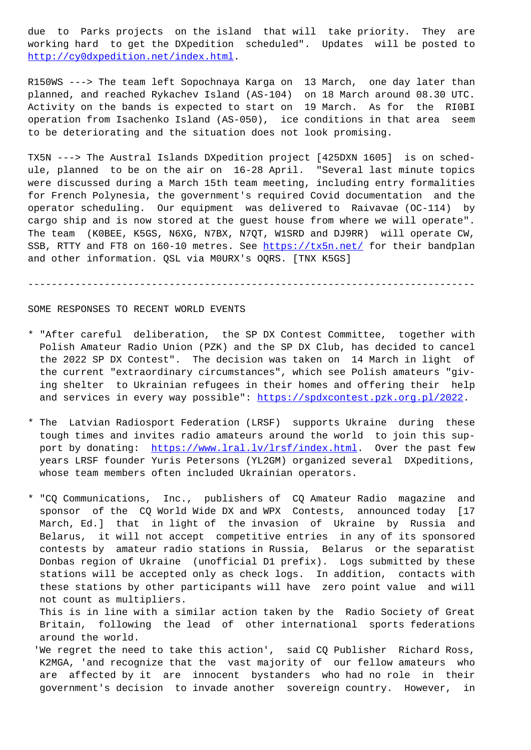due to Parks projects on the island that will take priority. They are working hard to get the DXpedition scheduled". Updates will be posted to http://cy0dxpedition.net/index.html.

R150WS ---> The team left Sopochnaya Karga on 13 March, one day later than planned, and reached Rykachev Island (AS-104) on 18 March around 08.30 UTC. Activity on the bands is expected to start on 19 March. As for the RI0BI operation from Isachenko Island (AS-050), ice conditions in that area seem to be deteriorating and the situation does not look promising.

TX5N ---> The Austral Islands DXpedition project [425DXN 1605] is on schedule, planned to be on the air on 16-28 April. "Several last minute topics were discussed during a March 15th team meeting, including entry formalities for French Polynesia, the government's required Covid documentation and the operator scheduling. Our equipment was delivered to Raivavae (OC-114) by cargo ship and is now stored at the guest house from where we will operate". The team (K0BEE, K5GS, N6XG, N7BX, N7QT, W1SRD and DJ9RR) will operate CW, SSB, RTTY and FT8 on 160-10 metres. See https://tx5n.net/ for their bandplan and other information. QSL via M0URX's OQRS. [TNX K5GS]

---

SOME RESPONSES TO RECENT WORLD EVENTS

* "After careful deliberation, the SP DX Contest Committee, together with Polish Amateur Radio Union (PZK) and the SP DX Club, has decided to cancel the 2022 SP DX Contest". The decision was taken on 14 March in light of the current "extraordinary circumstances", which see Polish amateurs "giving shelter to Ukrainian refugees in their homes and offering their help and services in every way possible": https://spdxcontest.pzk.org.pl/2022.

* The Latvian Radiosport Federation (LRSF) supports Ukraine during these tough times and invites radio amateurs around the world to join this support by donating: https://www.lral.lv/lrsf/index.html. Over the past few years LRSF founder Yuris Petersons (YL2GM) organized several DXpeditions, whose team members often included Ukrainian operators.

* "CQ Communications, Inc., publishers of CQ Amateur Radio magazine and sponsor of the CQ World Wide DX and WPX Contests, announced today [17 March, Ed.] that in light of the invasion of Ukraine by Russia and Belarus, it will not accept competitive entries in any of its sponsored contests by amateur radio stations in Russia, Belarus or the separatist Donbas region of Ukraine (unofficial D1 prefix). Logs submitted by these stations will be accepted only as check logs. In addition, contacts with these stations by other participants will have zero point value and will not count as multipliers.
  This is in line with a similar action taken by the Radio Society of Great Britain, following the lead of other international sports federations around the world.
  'We regret the need to take this action', said CQ Publisher Richard Ross, K2MGA, 'and recognize that the vast majority of our fellow amateurs who are affected by it are innocent bystanders who had no role in their government's decision to invade another sovereign country. However, in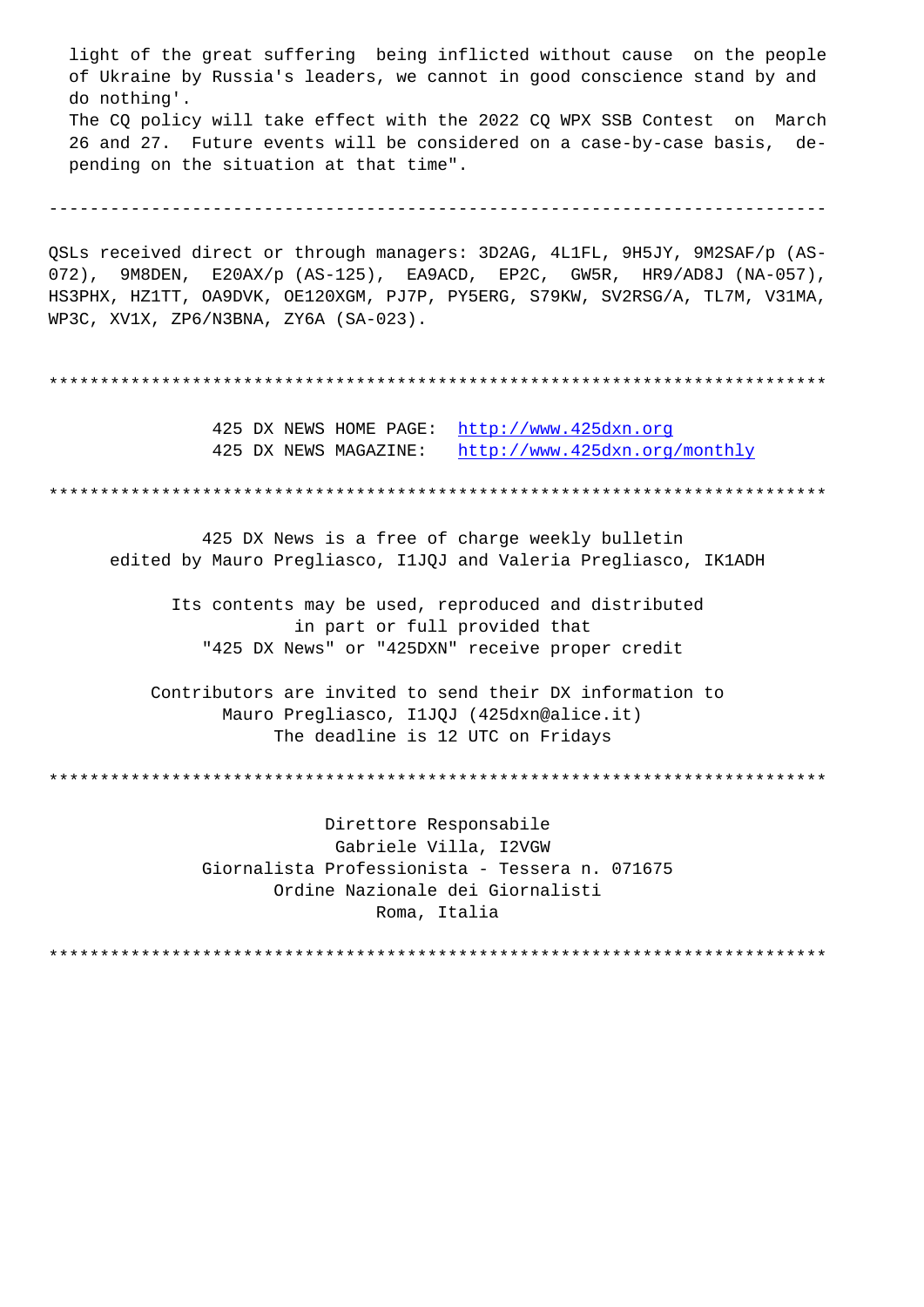light of the great suffering being inflicted without cause on the people of Ukraine by Russia's leaders, we cannot in good conscience stand by and do nothing'.

The CQ policy will take effect with the 2022 CQ WPX SSB Contest on March 26 and 27. Future events will be considered on a case-by-case basis, depending on the situation at that time".

---

QSLs received direct or through managers: 3D2AG, 4L1FL, 9H5JY, 9M2SAF/p (AS-072), 9M8DEN, E20AX/p (AS-125), EA9ACD, EP2C, GW5R, HR9/AD8J (NA-057), HS3PHX, HZ1TT, OA9DVK, OE120XGM, PJ7P, PY5ERG, S79KW, SV2RSG/A, TL7M, V31MA, WP3C, XV1X, ZP6/N3BNA, ZY6A (SA-023).

******************************************************************************

425 DX NEWS HOME PAGE: http://www.425dxn.org
425 DX NEWS MAGAZINE: http://www.425dxn.org/monthly

******************************************************************************

425 DX News is a free of charge weekly bulletin
edited by Mauro Pregliasco, I1JQJ and Valeria Pregliasco, IK1ADH

Its contents may be used, reproduced and distributed
in part or full provided that
"425 DX News" or "425DXN" receive proper credit

Contributors are invited to send their DX information to
Mauro Pregliasco, I1JQJ (425dxn@alice.it)
The deadline is 12 UTC on Fridays

******************************************************************************

Direttore Responsabile
Gabriele Villa, I2VGW
Giornalista Professionista - Tessera n. 071675
Ordine Nazionale dei Giornalisti
Roma, Italia

******************************************************************************